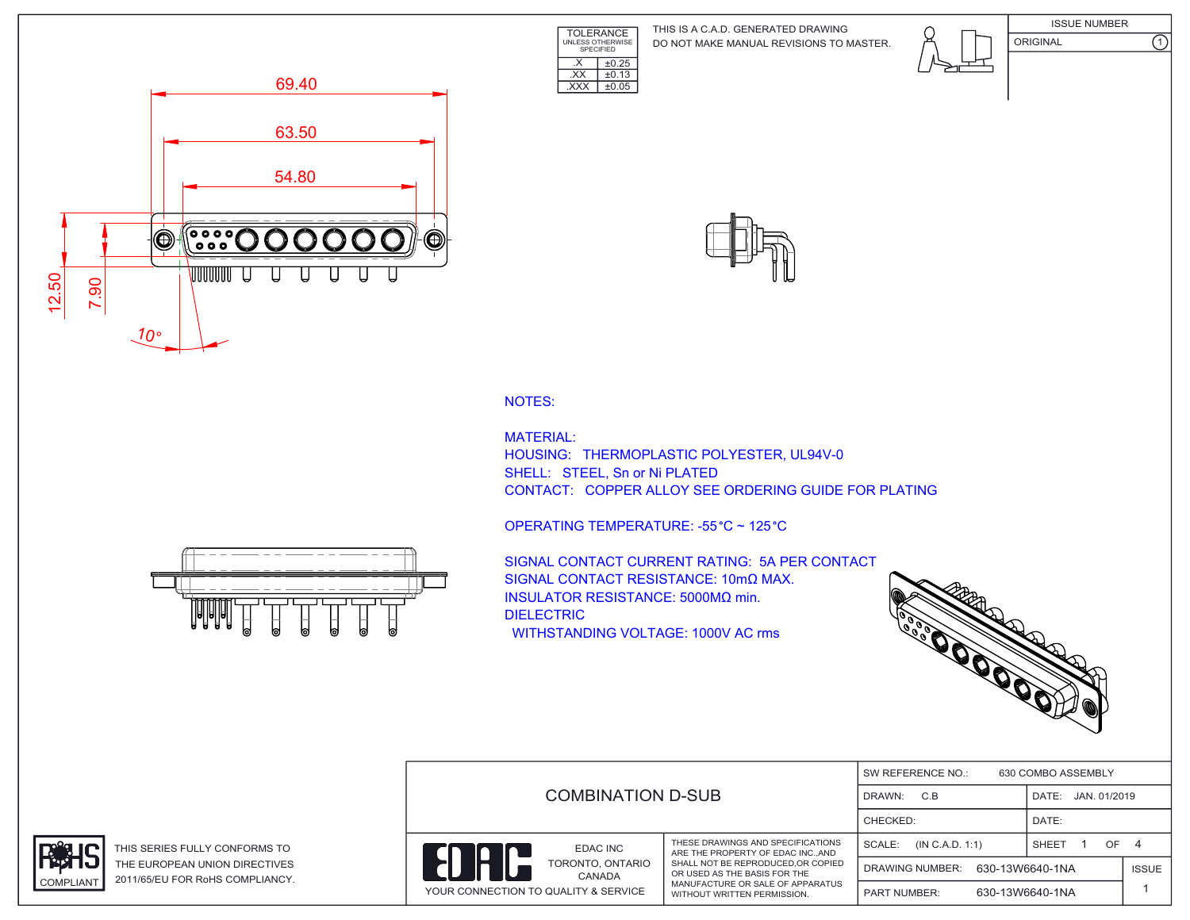| TOLERANCE UNLESS OTHERWISE SPECIFIED | |
|---|---|
| .X | ±0.25 |
| .XX | ±0.13 |
| .XXX | ±0.05 |

THIS IS A C.A.D. GENERATED DRAWING
DO NOT MAKE MANUAL REVISIONS TO MASTER.

| ISSUE NUMBER | |
|---|---|
| ORIGINAL | 1 |

69.40
63.50
54.80
12.50
7.90
10°

NOTES:

MATERIAL:
HOUSING: THERMOPLASTIC POLYESTER, UL94V-0
SHELL: STEEL, Sn or Ni PLATED
CONTACT: COPPER ALLOY SEE ORDERING GUIDE FOR PLATING

OPERATING TEMPERATURE: -55°C ~ 125°C

SIGNAL CONTACT CURRENT RATING: 5A PER CONTACT
SIGNAL CONTACT RESISTANCE: 10mΩ MAX.
INSULATOR RESISTANCE: 5000MΩ min.
DIELECTRIC
WITHSTANDING VOLTAGE: 1000V AC rms

RoHS COMPLIANT

THIS SERIES FULLY CONFORMS TO THE EUROPEAN UNION DIRECTIVES 2011/65/EU FOR RoHS COMPLIANCY.

COMBINATION D-SUB

EDAC INC
TORONTO, ONTARIO
CANADA
YOUR CONNECTION TO QUALITY & SERVICE

THESE DRAWINGS AND SPECIFICATIONS ARE THE PROPERTY OF EDAC INC.,AND SHALL NOT BE REPRODUCED,OR COPIED OR USED AS THE BASIS FOR THE MANUFACTURE OR SALE OF APPARATUS WITHOUT WRITTEN PERMISSION.

| SW REFERENCE NO.: 630 COMBO ASSEMBLY | | |
|---|---|---|
| DRAWN: C.B | DATE: JAN. 01/2019 | |
| CHECKED: | DATE: | |
| SCALE: (IN C.A.D. 1:1) | SHEET 1 OF 4 | |
| DRAWING NUMBER: 630-13W6640-1NA | | ISSUE |
| PART NUMBER: 630-13W6640-1NA | | 1 |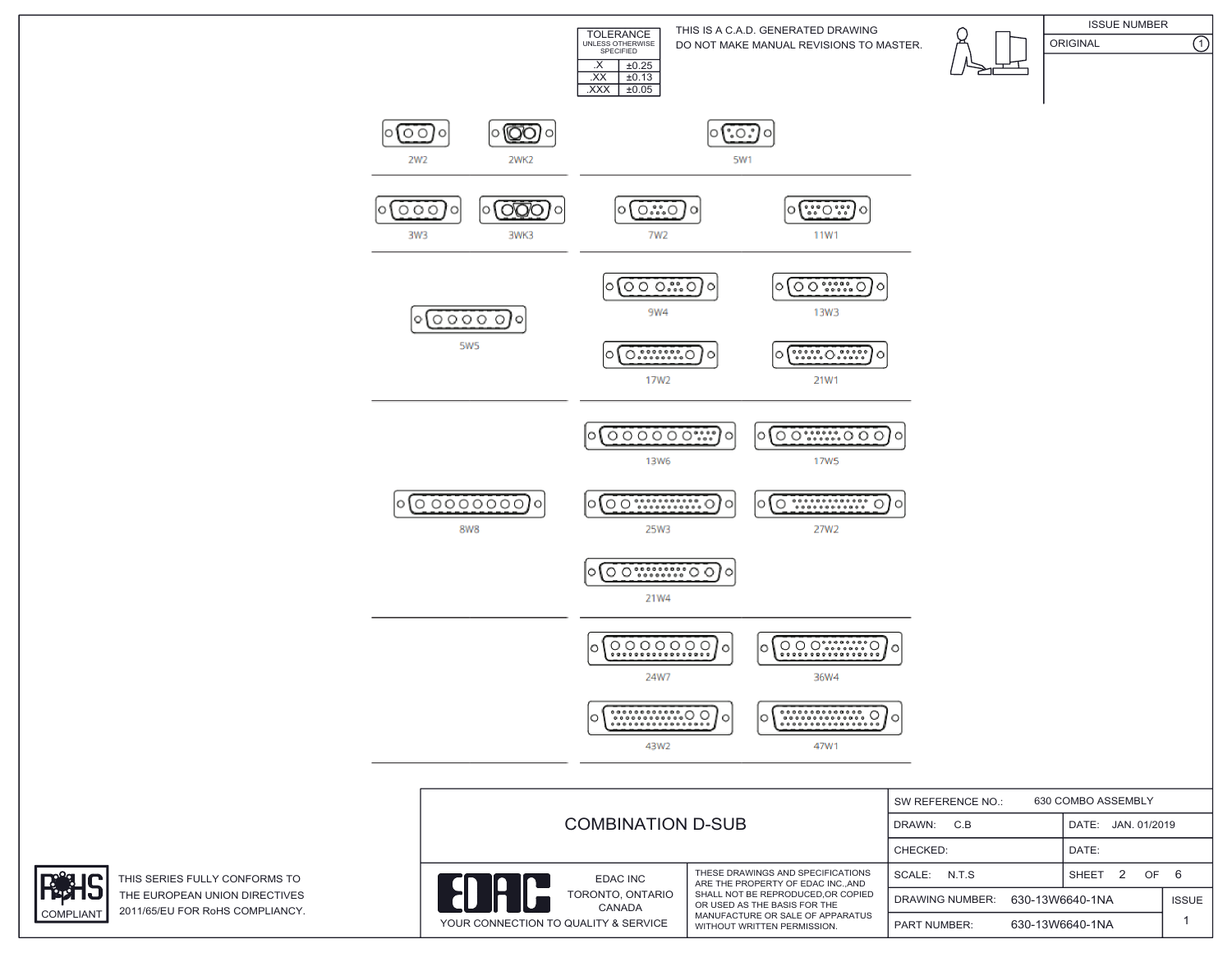| TOLERANCE UNLESS OTHERWISE SPECIFIED | |
|---|---|
| .X | ±0.25 |
| .XX | ±0.13 |
| .XXX | ±0.05 |

THIS IS A C.A.D. GENERATED DRAWING
DO NOT MAKE MANUAL REVISIONS TO MASTER.

| ISSUE NUMBER | |
|---|---|
| ORIGINAL | 1 |

2W2 2WK2 5W1

3W3 3WK3 7W2 11W1

5W5 9W4 13W3 17W2 21W1

8W8 13W6 17W5 25W3 27W2 21W4

24W7 36W4 43W2 47W1

# COMBINATION D-SUB

| SW REFERENCE NO.: | 630 COMBO ASSEMBLY | | |
|---|---|---|---|
| DRAWN: C.B | | DATE: JAN. 01/2019 | |
| CHECKED: | | DATE: | |
| SCALE: N.T.S | | SHEET 2 OF 6 | |
| DRAWING NUMBER: | 630-13W6640-1NA | | ISSUE |
| PART NUMBER: | 630-13W6640-1NA | | 1 |

EDAC INC
TORONTO, ONTARIO
CANADA

YOUR CONNECTION TO QUALITY & SERVICE

THESE DRAWINGS AND SPECIFICATIONS ARE THE PROPERTY OF EDAC INC.,AND SHALL NOT BE REPRODUCED,OR COPIED OR USED AS THE BASIS FOR THE MANUFACTURE OR SALE OF APPARATUS WITHOUT WRITTEN PERMISSION.

RoHS COMPLIANT

THIS SERIES FULLY CONFORMS TO THE EUROPEAN UNION DIRECTIVES 2011/65/EU FOR RoHS COMPLIANCY.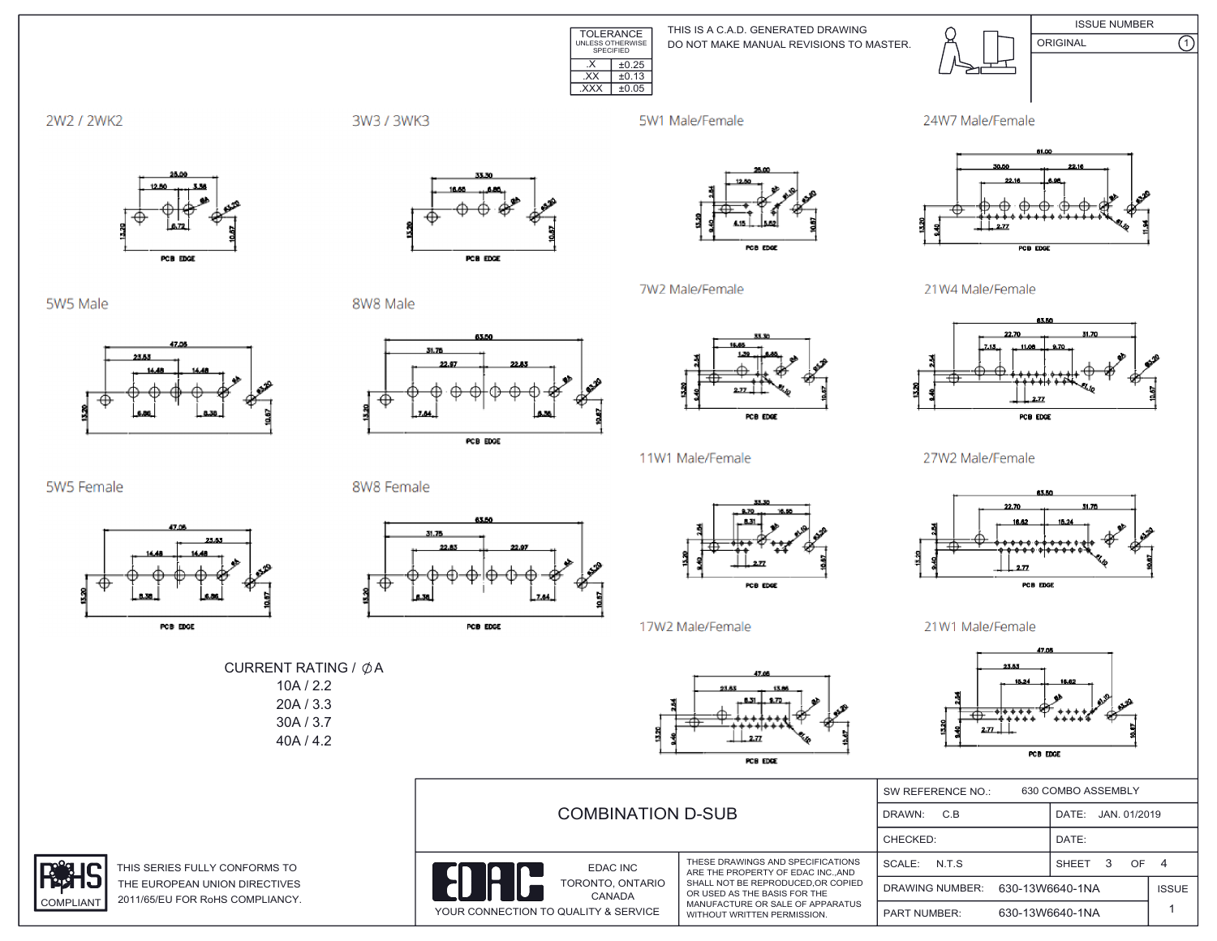| TOLERANCE UNLESS OTHERWISE SPECIFIED | |
|---|---|
| .X | ±0.25 |
| .XX | ±0.13 |
| .XXX | ±0.05 |

THIS IS A C.A.D. GENERATED DRAWING
DO NOT MAKE MANUAL REVISIONS TO MASTER.

| ISSUE NUMBER | |
|---|---|
| ORIGINAL | 1 |

2W2 / 2WK2

3W3 / 3WK3

5W1 Male/Female

24W7 Male/Female

5W5 Male

8W8 Male

7W2 Male/Female

21W4 Male/Female

11W1 Male/Female

5W5 Female

8W8 Female

27W2 Male/Female

17W2 Male/Female

21W1 Male/Female

CURRENT RATING / ∅A
10A / 2.2
20A / 3.3
30A / 3.7
40A / 4.2

RoHS COMPLIANT

THIS SERIES FULLY CONFORMS TO THE EUROPEAN UNION DIRECTIVES 2011/65/EU FOR RoHS COMPLIANCY.

COMBINATION D-SUB

EDAC INC
TORONTO, ONTARIO
CANADA
YOUR CONNECTION TO QUALITY & SERVICE

THESE DRAWINGS AND SPECIFICATIONS ARE THE PROPERTY OF EDAC INC.,AND SHALL NOT BE REPRODUCED,OR COPIED OR USED AS THE BASIS FOR THE MANUFACTURE OR SALE OF APPARATUS WITHOUT WRITTEN PERMISSION.

| SW REFERENCE NO.: | 630 COMBO ASSEMBLY | | |
|---|---|---|---|
| DRAWN: C.B | | DATE: JAN. 01/2019 | |
| CHECKED: | | DATE: | |
| SCALE: N.T.S | | SHEET 3 OF 4 | |
| DRAWING NUMBER: | 630-13W6640-1NA | | ISSUE |
| PART NUMBER: | 630-13W6640-1NA | | 1 |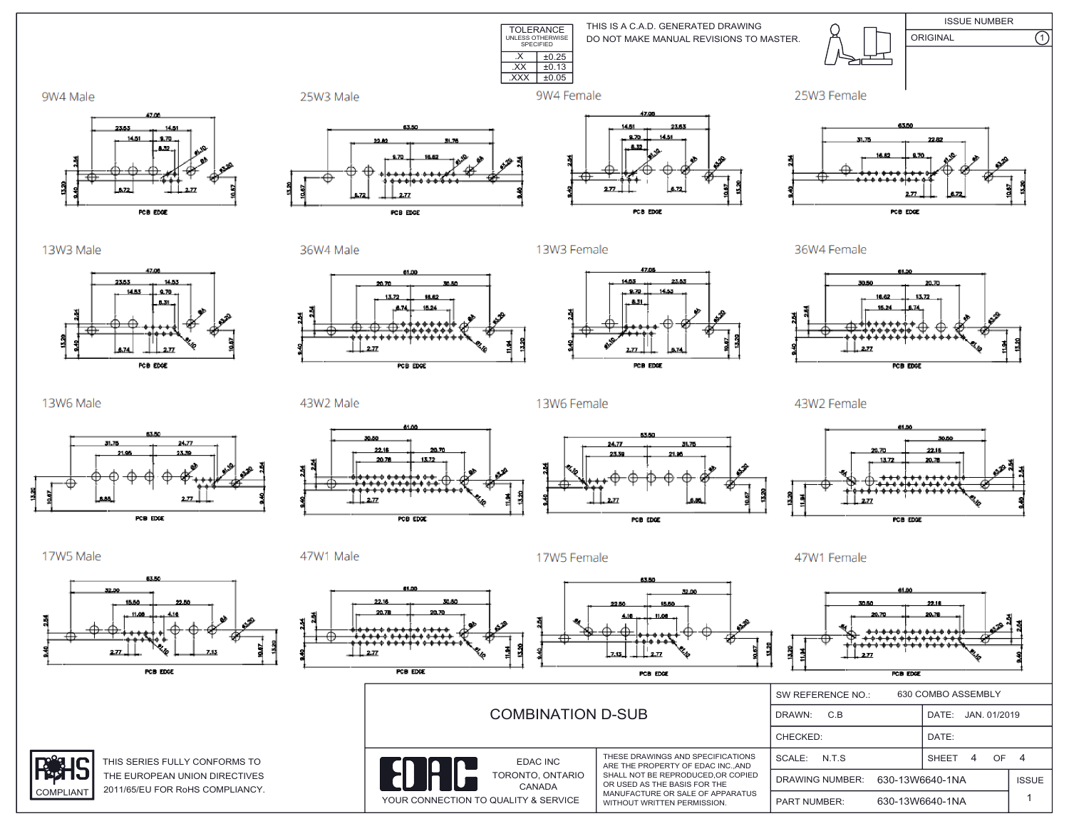| TOLERANCE UNLESS OTHERWISE SPECIFIED | |
|---|---|
| .X | ±0.25 |
| .XX | ±0.13 |
| .XXX | ±0.05 |

THIS IS A C.A.D. GENERATED DRAWING
DO NOT MAKE MANUAL REVISIONS TO MASTER.

| ISSUE NUMBER | |
|---|---|
| ORIGINAL | 1 |

9W4 Male

25W3 Male

9W4 Female

25W3 Female

13W3 Male

36W4 Male

13W3 Female

36W4 Female

13W6 Male

43W2 Male

13W6 Female

43W2 Female

17W5 Male

47W1 Male

17W5 Female

47W1 Female

PCB EDGE

## COMBINATION D-SUB

EDAC INC
TORONTO, ONTARIO
CANADA
YOUR CONNECTION TO QUALITY & SERVICE

THESE DRAWINGS AND SPECIFICATIONS ARE THE PROPERTY OF EDAC INC.,AND SHALL NOT BE REPRODUCED,OR COPIED OR USED AS THE BASIS FOR THE MANUFACTURE OR SALE OF APPARATUS WITHOUT WRITTEN PERMISSION.

| | | | |
|---|---|---|---|
| SW REFERENCE NO.: 630 COMBO ASSEMBLY | | | |
| DRAWN: C.B | | DATE: JAN. 01/2019 | |
| CHECKED: | | DATE: | |
| SCALE: N.T.S | | SHEET 4 OF 4 | |
| DRAWING NUMBER: | 630-13W6640-1NA | | ISSUE |
| PART NUMBER: | 630-13W6640-1NA | | 1 |

RoHS COMPLIANT

THIS SERIES FULLY CONFORMS TO THE EUROPEAN UNION DIRECTIVES 2011/65/EU FOR RoHS COMPLIANCY.